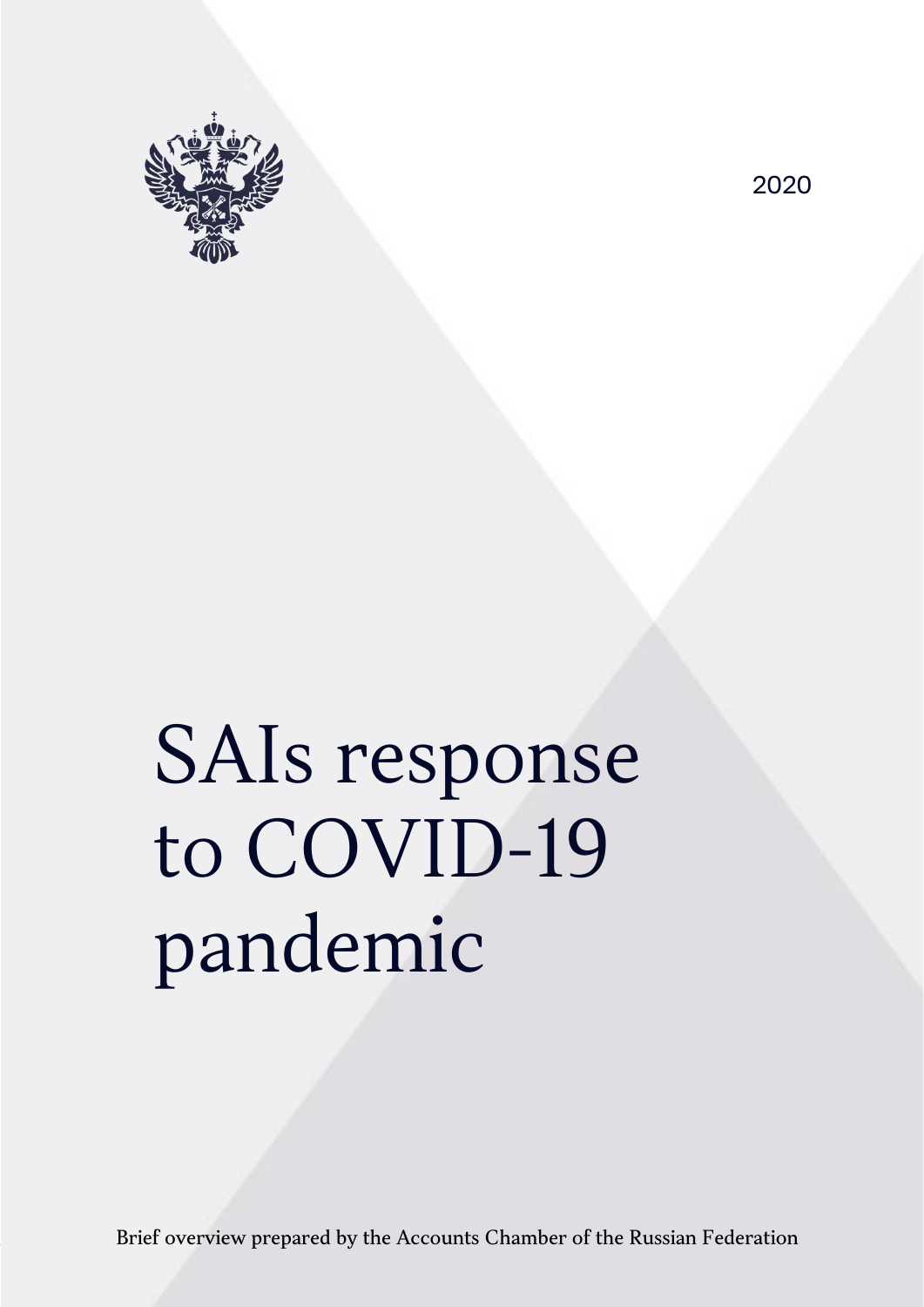2020

# SAIs response to COVID-19 pandemic

Brief overview prepared by the Accounts Chamber of the Russian Federation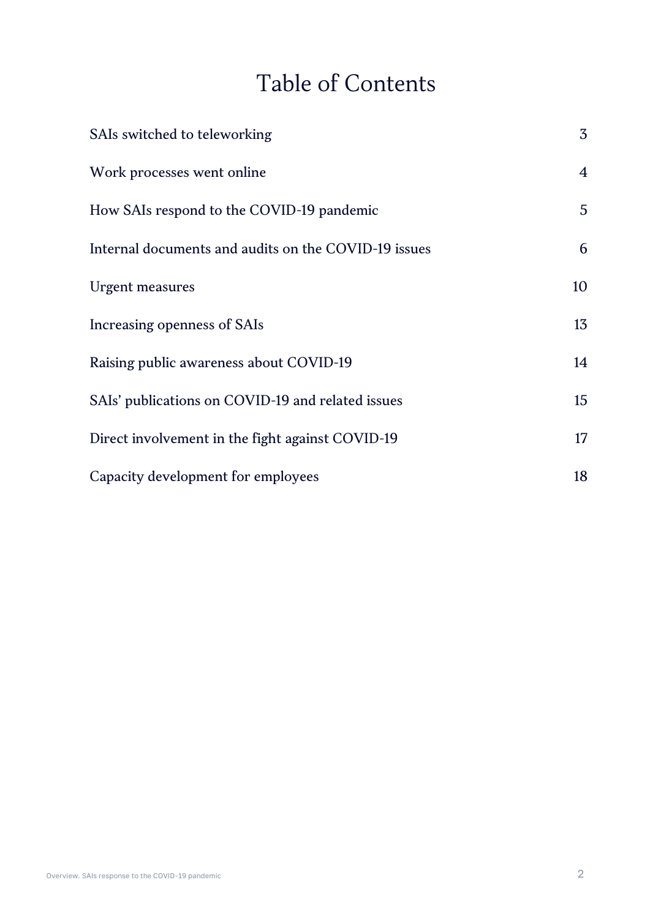# Table of Contents

| | |
|---|---|
| SAIs switched to teleworking | 3 |
| Work processes went online | 4 |
| How SAIs respond to the COVID-19 pandemic | 5 |
| Internal documents and audits on the COVID-19 issues | 6 |
| Urgent measures | 10 |
| Increasing openness of SAIs | 13 |
| Raising public awareness about COVID-19 | 14 |
| SAIs' publications on COVID-19 and related issues | 15 |
| Direct involvement in the fight against COVID-19 | 17 |
| Capacity development for employees | 18 |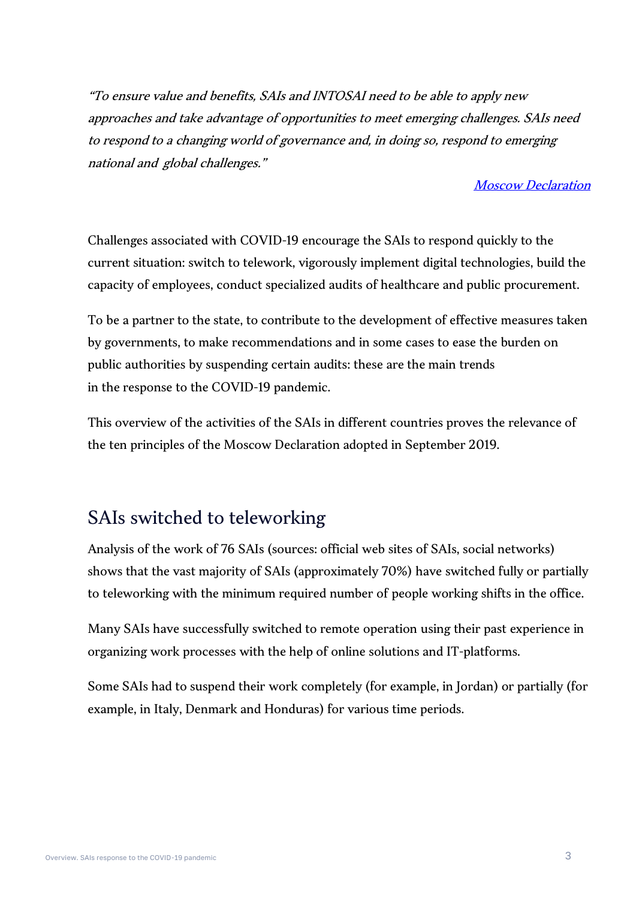*“To ensure value and benefits, SAIs and INTOSAI need to be able to apply new approaches and take advantage of opportunities to meet emerging challenges. SAIs need to respond to a changing world of governance and, in doing so, respond to emerging national and global challenges.”*

*Moscow Declaration*

Challenges associated with COVID-19 encourage the SAIs to respond quickly to the current situation: switch to telework, vigorously implement digital technologies, build the capacity of employees, conduct specialized audits of healthcare and public procurement.

To be a partner to the state, to contribute to the development of effective measures taken by governments, to make recommendations and in some cases to ease the burden on public authorities by suspending certain audits: these are the main trends in the response to the COVID-19 pandemic.

This overview of the activities of the SAIs in different countries proves the relevance of the ten principles of the Moscow Declaration adopted in September 2019.

## SAIs switched to teleworking

Analysis of the work of 76 SAIs (sources: official web sites of SAIs, social networks) shows that the vast majority of SAIs (approximately 70%) have switched fully or partially to teleworking with the minimum required number of people working shifts in the office.

Many SAIs have successfully switched to remote operation using their past experience in organizing work processes with the help of online solutions and IT-platforms.

Some SAIs had to suspend their work completely (for example, in Jordan) or partially (for example, in Italy, Denmark and Honduras) for various time periods.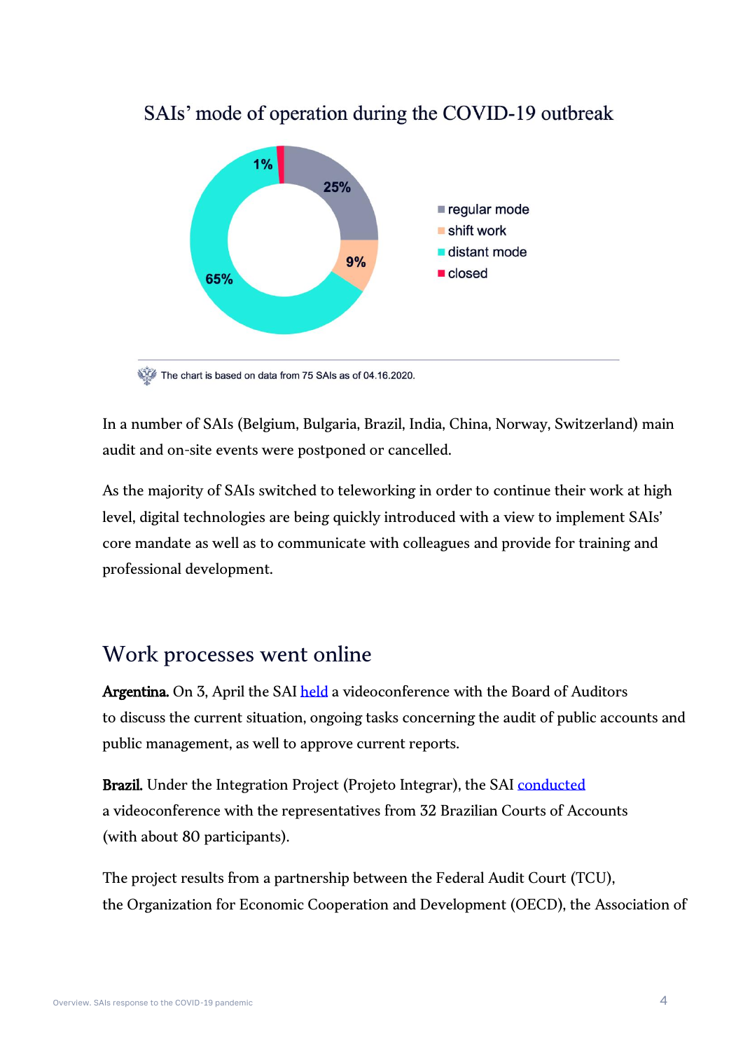## SAIs' mode of operation during the COVID-19 outbreak

- regular mode — 25%
- shift work — 9%
- distant mode — 65%
- closed — 1%

The chart is based on data from 75 SAIs as of 04.16.2020.

In a number of SAIs (Belgium, Bulgaria, Brazil, India, China, Norway, Switzerland) main audit and on-site events were postponed or cancelled.

As the majority of SAIs switched to teleworking in order to continue their work at high level, digital technologies are being quickly introduced with a view to implement SAIs' core mandate as well as to communicate with colleagues and provide for training and professional development.

## Work processes went online

**Argentina.** On 3, April the SAI held a videoconference with the Board of Auditors to discuss the current situation, ongoing tasks concerning the audit of public accounts and public management, as well to approve current reports.

**Brazil.** Under the Integration Project (Projeto Integrar), the SAI conducted a videoconference with the representatives from 32 Brazilian Courts of Accounts (with about 80 participants).

The project results from a partnership between the Federal Audit Court (TCU), the Organization for Economic Cooperation and Development (OECD), the Association of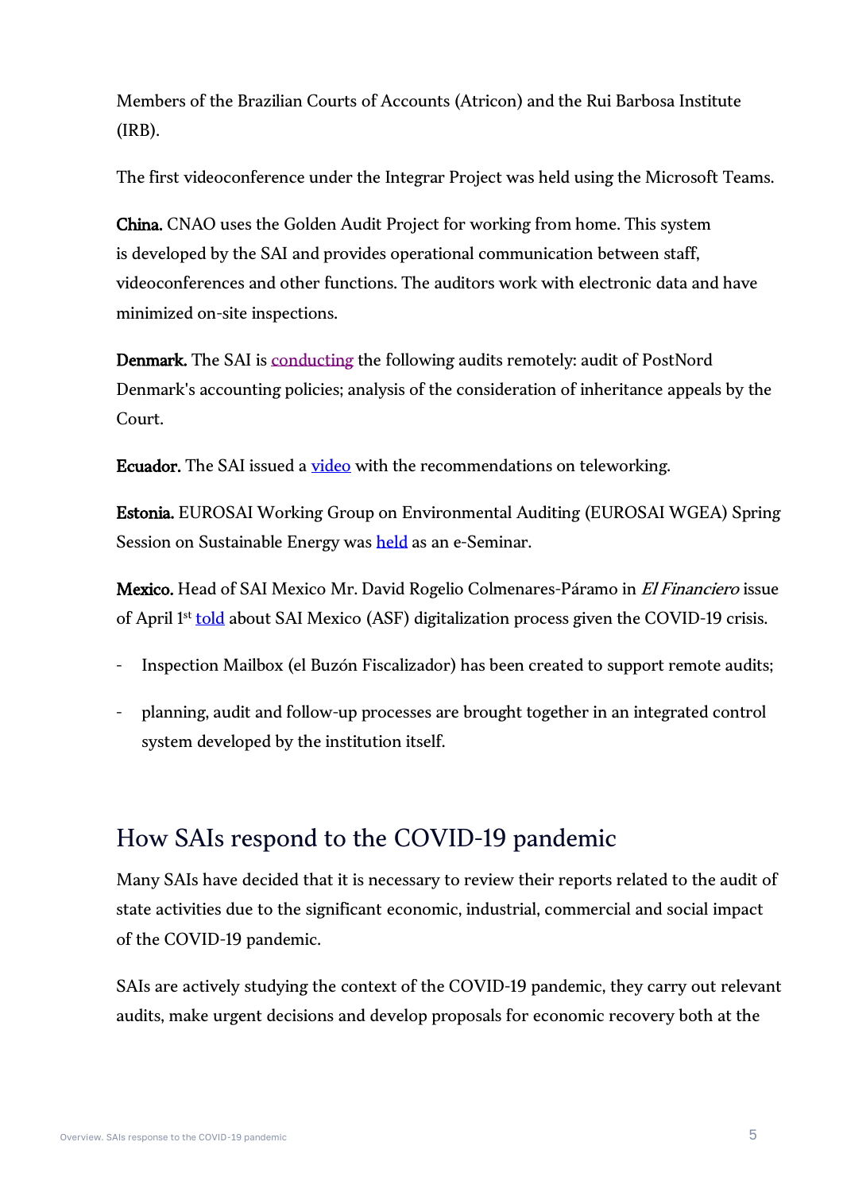Members of the Brazilian Courts of Accounts (Atricon) and the Rui Barbosa Institute (IRB).

The first videoconference under the Integrar Project was held using the Microsoft Teams.

**China.** CNAO uses the Golden Audit Project for working from home. This system is developed by the SAI and provides operational communication between staff, videoconferences and other functions. The auditors work with electronic data and have minimized on-site inspections.

**Denmark.** The SAI is conducting the following audits remotely: audit of PostNord Denmark's accounting policies; analysis of the consideration of inheritance appeals by the Court.

**Ecuador.** The SAI issued a video with the recommendations on teleworking.

**Estonia.** EUROSAI Working Group on Environmental Auditing (EUROSAI WGEA) Spring Session on Sustainable Energy was held as an e-Seminar.

**Mexico.** Head of SAI Mexico Mr. David Rogelio Colmenares-Páramo in *El Financiero* issue of April 1st told about SAI Mexico (ASF) digitalization process given the COVID-19 crisis.

- Inspection Mailbox (el Buzón Fiscalizador) has been created to support remote audits;
- planning, audit and follow-up processes are brought together in an integrated control system developed by the institution itself.

## How SAIs respond to the COVID-19 pandemic

Many SAIs have decided that it is necessary to review their reports related to the audit of state activities due to the significant economic, industrial, commercial and social impact of the COVID-19 pandemic.

SAIs are actively studying the context of the COVID-19 pandemic, they carry out relevant audits, make urgent decisions and develop proposals for economic recovery both at the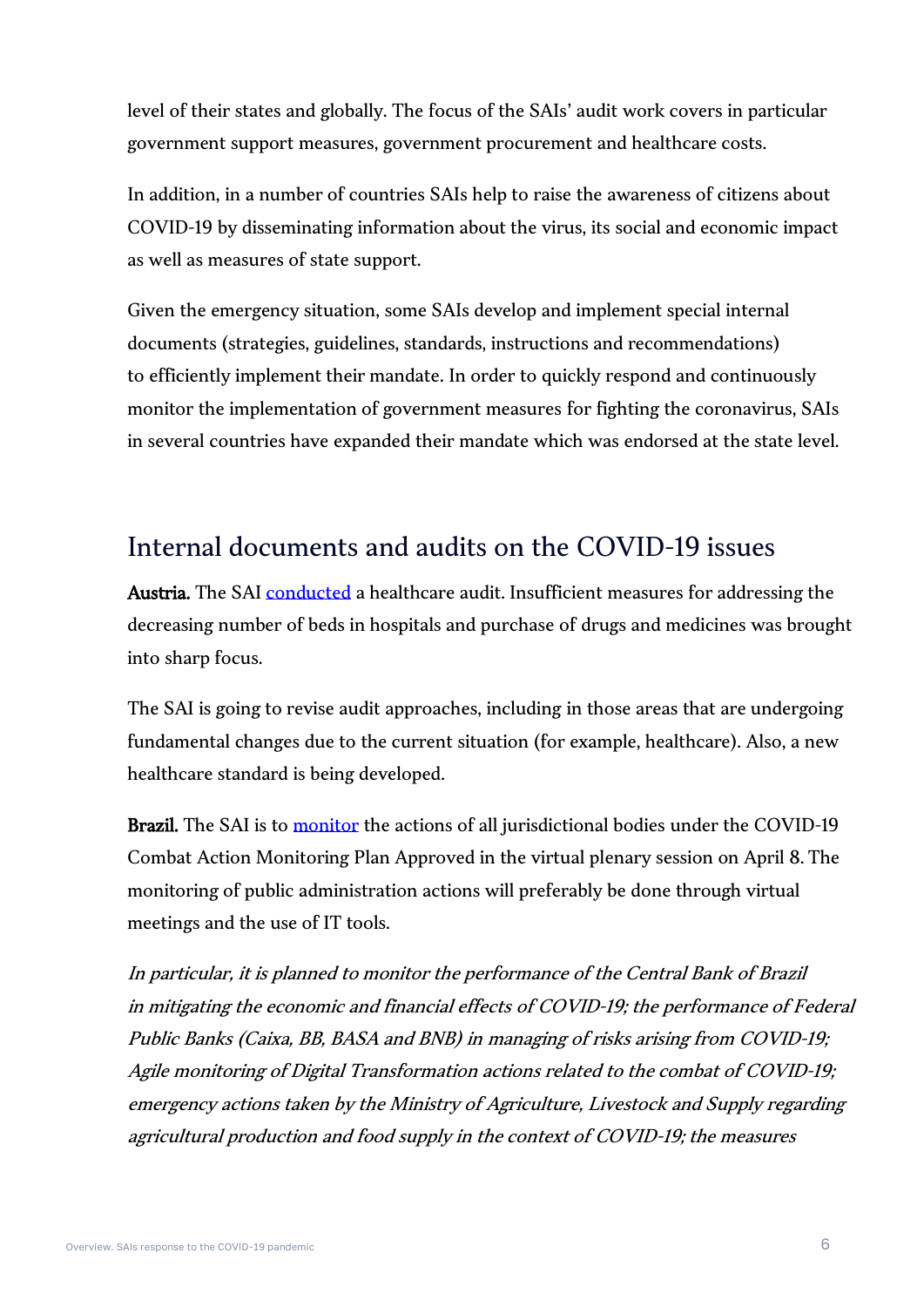level of their states and globally. The focus of the SAIs' audit work covers in particular government support measures, government procurement and healthcare costs.

In addition, in a number of countries SAIs help to raise the awareness of citizens about COVID-19 by disseminating information about the virus, its social and economic impact as well as measures of state support.

Given the emergency situation, some SAIs develop and implement special internal documents (strategies, guidelines, standards, instructions and recommendations) to efficiently implement their mandate. In order to quickly respond and continuously monitor the implementation of government measures for fighting the coronavirus, SAIs in several countries have expanded their mandate which was endorsed at the state level.

## Internal documents and audits on the COVID-19 issues

**Austria.** The SAI conducted a healthcare audit. Insufficient measures for addressing the decreasing number of beds in hospitals and purchase of drugs and medicines was brought into sharp focus.

The SAI is going to revise audit approaches, including in those areas that are undergoing fundamental changes due to the current situation (for example, healthcare). Also, a new healthcare standard is being developed.

**Brazil.** The SAI is to monitor the actions of all jurisdictional bodies under the COVID-19 Combat Action Monitoring Plan Approved in the virtual plenary session on April 8. The monitoring of public administration actions will preferably be done through virtual meetings and the use of IT tools.

*In particular, it is planned to monitor the performance of the Central Bank of Brazil in mitigating the economic and financial effects of COVID-19; the performance of Federal Public Banks (Caixa, BB, BASA and BNB) in managing of risks arising from COVID-19; Agile monitoring of Digital Transformation actions related to the combat of COVID-19; emergency actions taken by the Ministry of Agriculture, Livestock and Supply regarding agricultural production and food supply in the context of COVID-19; the measures*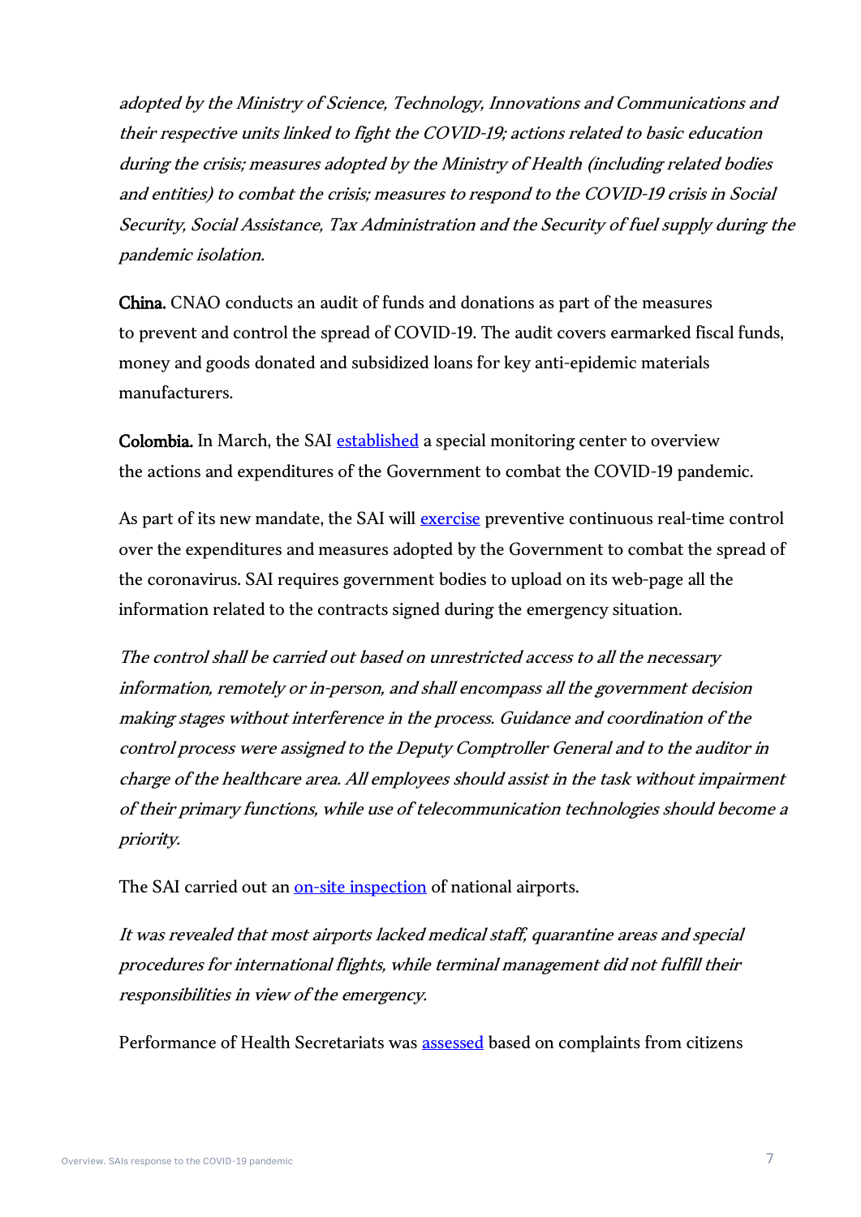*adopted by the Ministry of Science, Technology, Innovations and Communications and their respective units linked to fight the COVID-19; actions related to basic education during the crisis; measures adopted by the Ministry of Health (including related bodies and entities) to combat the crisis; measures to respond to the COVID-19 crisis in Social Security, Social Assistance, Tax Administration and the Security of fuel supply during the pandemic isolation.*

**China.** CNAO conducts an audit of funds and donations as part of the measures to prevent and control the spread of COVID-19. The audit covers earmarked fiscal funds, money and goods donated and subsidized loans for key anti-epidemic materials manufacturers.

**Colombia.** In March, the SAI established a special monitoring center to overview the actions and expenditures of the Government to combat the COVID-19 pandemic.

As part of its new mandate, the SAI will exercise preventive continuous real-time control over the expenditures and measures adopted by the Government to combat the spread of the coronavirus. SAI requires government bodies to upload on its web-page all the information related to the contracts signed during the emergency situation.

*The control shall be carried out based on unrestricted access to all the necessary information, remotely or in-person, and shall encompass all the government decision making stages without interference in the process. Guidance and coordination of the control process were assigned to the Deputy Comptroller General and to the auditor in charge of the healthcare area. All employees should assist in the task without impairment of their primary functions, while use of telecommunication technologies should become a priority.*

The SAI carried out an on-site inspection of national airports.

*It was revealed that most airports lacked medical staff, quarantine areas and special procedures for international flights, while terminal management did not fulfill their responsibilities in view of the emergency.*

Performance of Health Secretariats was assessed based on complaints from citizens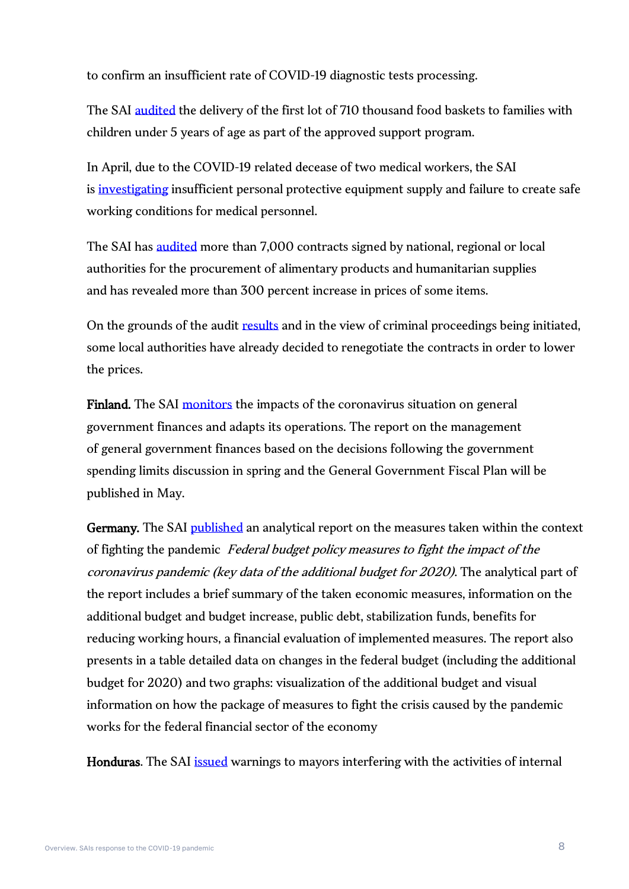to confirm an insufficient rate of COVID-19 diagnostic tests processing.

The SAI audited the delivery of the first lot of 710 thousand food baskets to families with children under 5 years of age as part of the approved support program.

In April, due to the COVID-19 related decease of two medical workers, the SAI is investigating insufficient personal protective equipment supply and failure to create safe working conditions for medical personnel.

The SAI has audited more than 7,000 contracts signed by national, regional or local authorities for the procurement of alimentary products and humanitarian supplies and has revealed more than 300 percent increase in prices of some items.

On the grounds of the audit results and in the view of criminal proceedings being initiated, some local authorities have already decided to renegotiate the contracts in order to lower the prices.

**Finland.** The SAI monitors the impacts of the coronavirus situation on general government finances and adapts its operations. The report on the management of general government finances based on the decisions following the government spending limits discussion in spring and the General Government Fiscal Plan will be published in May.

**Germany.** The SAI published an analytical report on the measures taken within the context of fighting the pandemic *Federal budget policy measures to fight the impact of the coronavirus pandemic (key data of the additional budget for 2020)*. The analytical part of the report includes a brief summary of the taken economic measures, information on the additional budget and budget increase, public debt, stabilization funds, benefits for reducing working hours, a financial evaluation of implemented measures. The report also presents in a table detailed data on changes in the federal budget (including the additional budget for 2020) and two graphs: visualization of the additional budget and visual information on how the package of measures to fight the crisis caused by the pandemic works for the federal financial sector of the economy

**Honduras**. The SAI issued warnings to mayors interfering with the activities of internal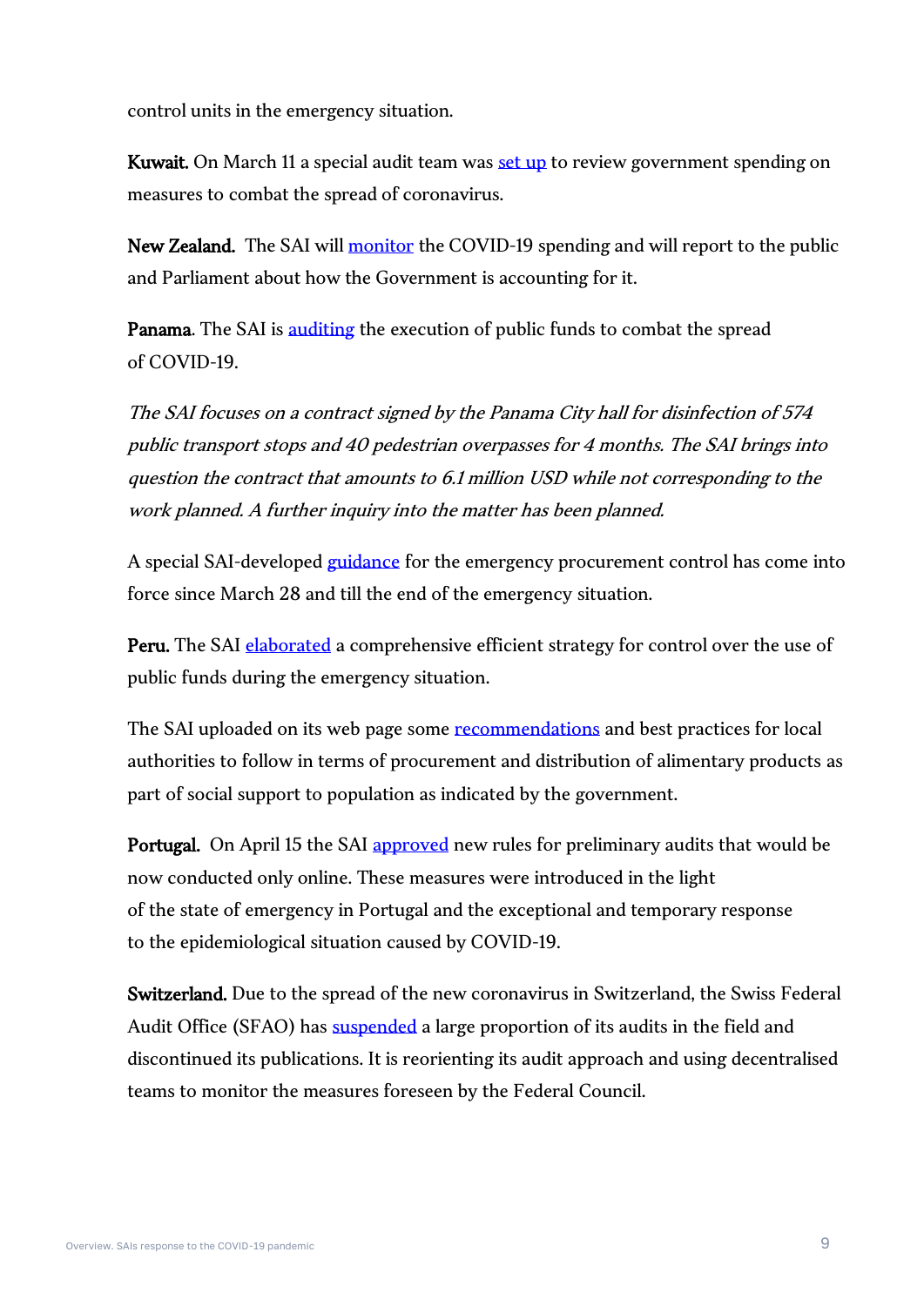control units in the emergency situation.

**Kuwait.** On March 11 a special audit team was set up to review government spending on measures to combat the spread of coronavirus.

**New Zealand.** The SAI will monitor the COVID-19 spending and will report to the public and Parliament about how the Government is accounting for it.

**Panama**. The SAI is auditing the execution of public funds to combat the spread of COVID-19.

*The SAI focuses on a contract signed by the Panama City hall for disinfection of 574 public transport stops and 40 pedestrian overpasses for 4 months. The SAI brings into question the contract that amounts to 6.1 million USD while not corresponding to the work planned. A further inquiry into the matter has been planned.*

A special SAI-developed guidance for the emergency procurement control has come into force since March 28 and till the end of the emergency situation.

**Peru.** The SAI elaborated a comprehensive efficient strategy for control over the use of public funds during the emergency situation.

The SAI uploaded on its web page some recommendations and best practices for local authorities to follow in terms of procurement and distribution of alimentary products as part of social support to population as indicated by the government.

**Portugal.** On April 15 the SAI approved new rules for preliminary audits that would be now conducted only online. These measures were introduced in the light of the state of emergency in Portugal and the exceptional and temporary response to the epidemiological situation caused by COVID-19.

**Switzerland.** Due to the spread of the new coronavirus in Switzerland, the Swiss Federal Audit Office (SFAO) has suspended a large proportion of its audits in the field and discontinued its publications. It is reorienting its audit approach and using decentralised teams to monitor the measures foreseen by the Federal Council.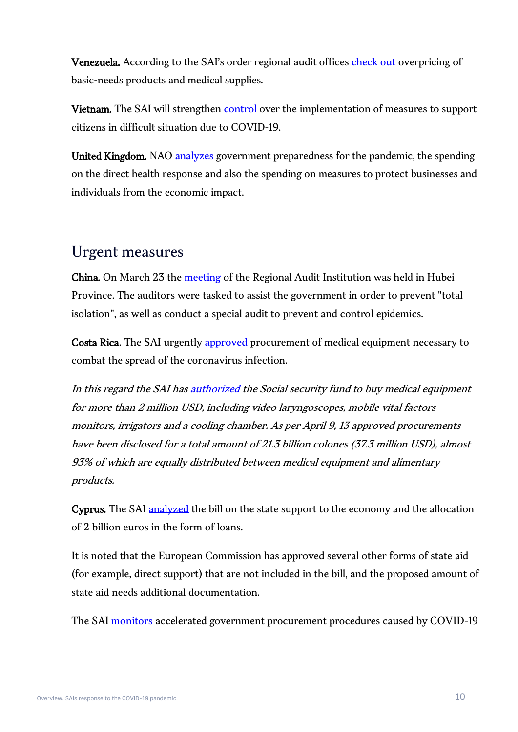**Venezuela.** According to the SAI's order regional audit offices check out overpricing of basic-needs products and medical supplies.

**Vietnam.** The SAI will strengthen control over the implementation of measures to support citizens in difficult situation due to COVID-19.

**United Kingdom.** NAO analyzes government preparedness for the pandemic, the spending on the direct health response and also the spending on measures to protect businesses and individuals from the economic impact.

## Urgent measures

**China.** On March 23 the meeting of the Regional Audit Institution was held in Hubei Province. The auditors were tasked to assist the government in order to prevent "total isolation", as well as conduct a special audit to prevent and control epidemics.

**Costa Rica**. The SAI urgently approved procurement of medical equipment necessary to combat the spread of the coronavirus infection.

*In this regard the SAI has authorized the Social security fund to buy medical equipment for more than 2 million USD, including video laryngoscopes, mobile vital factors monitors, irrigators and a cooling chamber. As per April 9, 13 approved procurements have been disclosed for a total amount of 21.3 billion colones (37.3 million USD), almost 93% of which are equally distributed between medical equipment and alimentary products.*

**Cyprus.** The SAI analyzed the bill on the state support to the economy and the allocation of 2 billion euros in the form of loans.

It is noted that the European Commission has approved several other forms of state aid (for example, direct support) that are not included in the bill, and the proposed amount of state aid needs additional documentation.

The SAI monitors accelerated government procurement procedures caused by COVID-19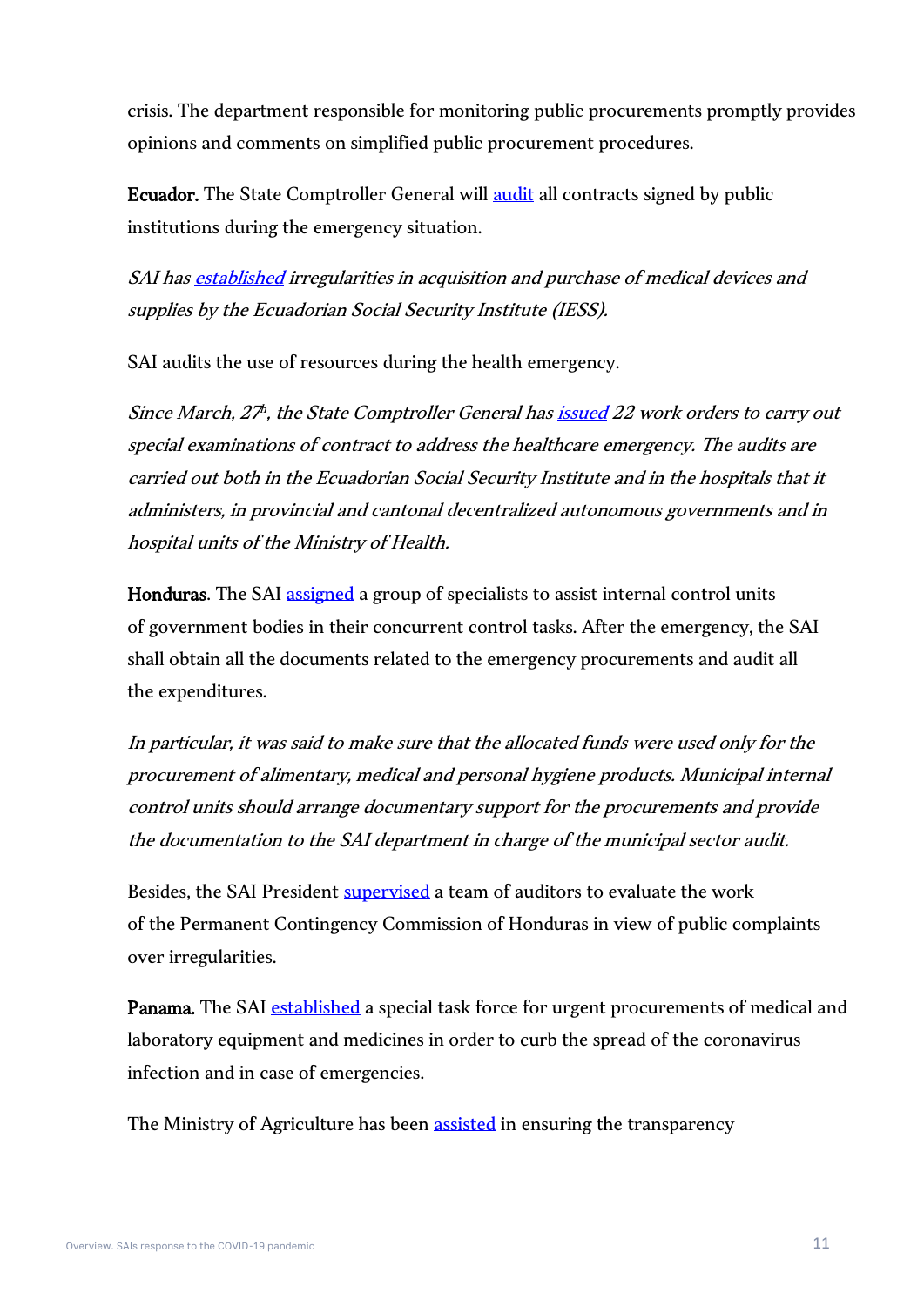crisis. The department responsible for monitoring public procurements promptly provides opinions and comments on simplified public procurement procedures.

**Ecuador.** The State Comptroller General will audit all contracts signed by public institutions during the emergency situation.

*SAI has established irregularities in acquisition and purchase of medical devices and supplies by the Ecuadorian Social Security Institute (IESS).*

SAI audits the use of resources during the health emergency.

*Since March, 27th, the State Comptroller General has issued 22 work orders to carry out special examinations of contract to address the healthcare emergency. The audits are carried out both in the Ecuadorian Social Security Institute and in the hospitals that it administers, in provincial and cantonal decentralized autonomous governments and in hospital units of the Ministry of Health.*

**Honduras**. The SAI assigned a group of specialists to assist internal control units of government bodies in their concurrent control tasks. After the emergency, the SAI shall obtain all the documents related to the emergency procurements and audit all the expenditures.

*In particular, it was said to make sure that the allocated funds were used only for the procurement of alimentary, medical and personal hygiene products. Municipal internal control units should arrange documentary support for the procurements and provide the documentation to the SAI department in charge of the municipal sector audit.*

Besides, the SAI President supervised a team of auditors to evaluate the work of the Permanent Contingency Commission of Honduras in view of public complaints over irregularities.

**Panama.** The SAI established a special task force for urgent procurements of medical and laboratory equipment and medicines in order to curb the spread of the coronavirus infection and in case of emergencies.

The Ministry of Agriculture has been assisted in ensuring the transparency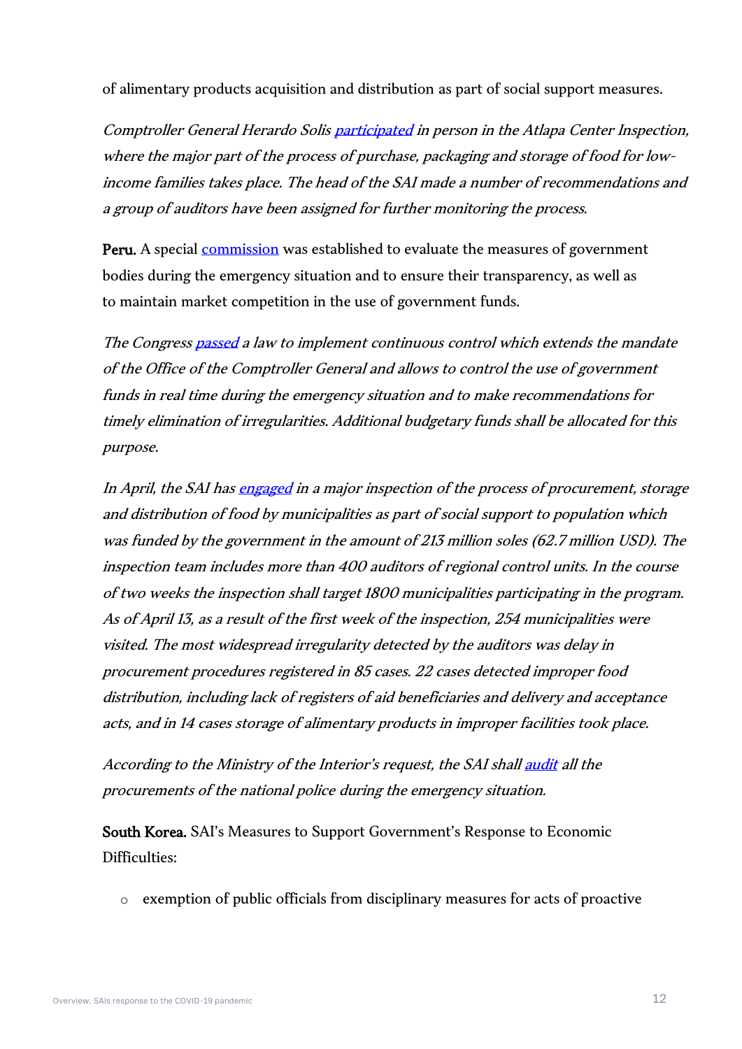of alimentary products acquisition and distribution as part of social support measures.

*Comptroller General Herardo Solis participated in person in the Atlapa Center Inspection, where the major part of the process of purchase, packaging and storage of food for low-income families takes place. The head of the SAI made a number of recommendations and a group of auditors have been assigned for further monitoring the process.*

**Peru.** A special commission was established to evaluate the measures of government bodies during the emergency situation and to ensure their transparency, as well as to maintain market competition in the use of government funds.

*The Congress passed a law to implement continuous control which extends the mandate of the Office of the Comptroller General and allows to control the use of government funds in real time during the emergency situation and to make recommendations for timely elimination of irregularities. Additional budgetary funds shall be allocated for this purpose.*

*In April, the SAI has engaged in a major inspection of the process of procurement, storage and distribution of food by municipalities as part of social support to population which was funded by the government in the amount of 213 million soles (62.7 million USD). The inspection team includes more than 400 auditors of regional control units. In the course of two weeks the inspection shall target 1800 municipalities participating in the program. As of April 13, as a result of the first week of the inspection, 254 municipalities were visited. The most widespread irregularity detected by the auditors was delay in procurement procedures registered in 85 cases. 22 cases detected improper food distribution, including lack of registers of aid beneficiaries and delivery and acceptance acts, and in 14 cases storage of alimentary products in improper facilities took place.*

*According to the Ministry of the Interior's request, the SAI shall audit all the procurements of the national police during the emergency situation.*

**South Korea.** SAI's Measures to Support Government's Response to Economic Difficulties:

- exemption of public officials from disciplinary measures for acts of proactive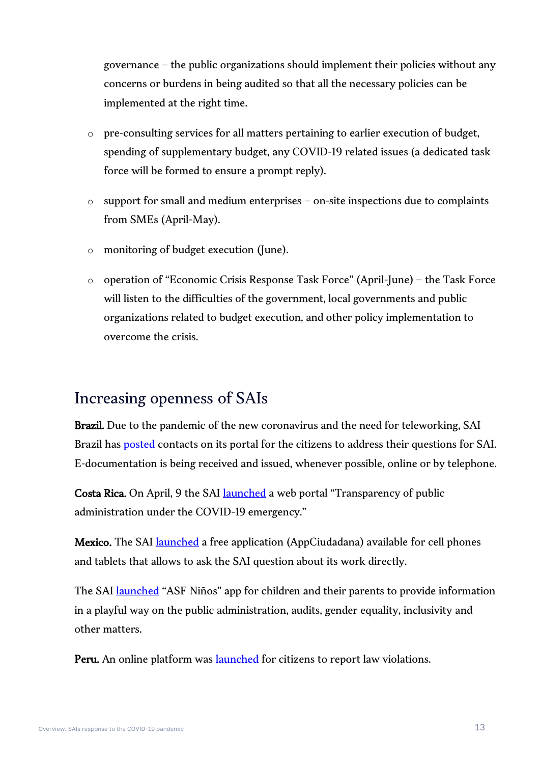governance – the public organizations should implement their policies without any concerns or burdens in being audited so that all the necessary policies can be implemented at the right time.

- pre-consulting services for all matters pertaining to earlier execution of budget, spending of supplementary budget, any COVID-19 related issues (a dedicated task force will be formed to ensure a prompt reply).
- support for small and medium enterprises – on-site inspections due to complaints from SMEs (April-May).
- monitoring of budget execution (June).
- operation of "Economic Crisis Response Task Force" (April-June) – the Task Force will listen to the difficulties of the government, local governments and public organizations related to budget execution, and other policy implementation to overcome the crisis.

## Increasing openness of SAIs

**Brazil.** Due to the pandemic of the new coronavirus and the need for teleworking, SAI Brazil has posted contacts on its portal for the citizens to address their questions for SAI. E-documentation is being received and issued, whenever possible, online or by telephone.

**Costa Rica.** On April, 9 the SAI launched a web portal "Transparency of public administration under the COVID-19 emergency."

**Mexico.** The SAI launched a free application (AppCiudadana) available for cell phones and tablets that allows to ask the SAI question about its work directly.

The SAI launched "ASF Niños" app for children and their parents to provide information in a playful way on the public administration, audits, gender equality, inclusivity and other matters.

**Peru.** An online platform was launched for citizens to report law violations.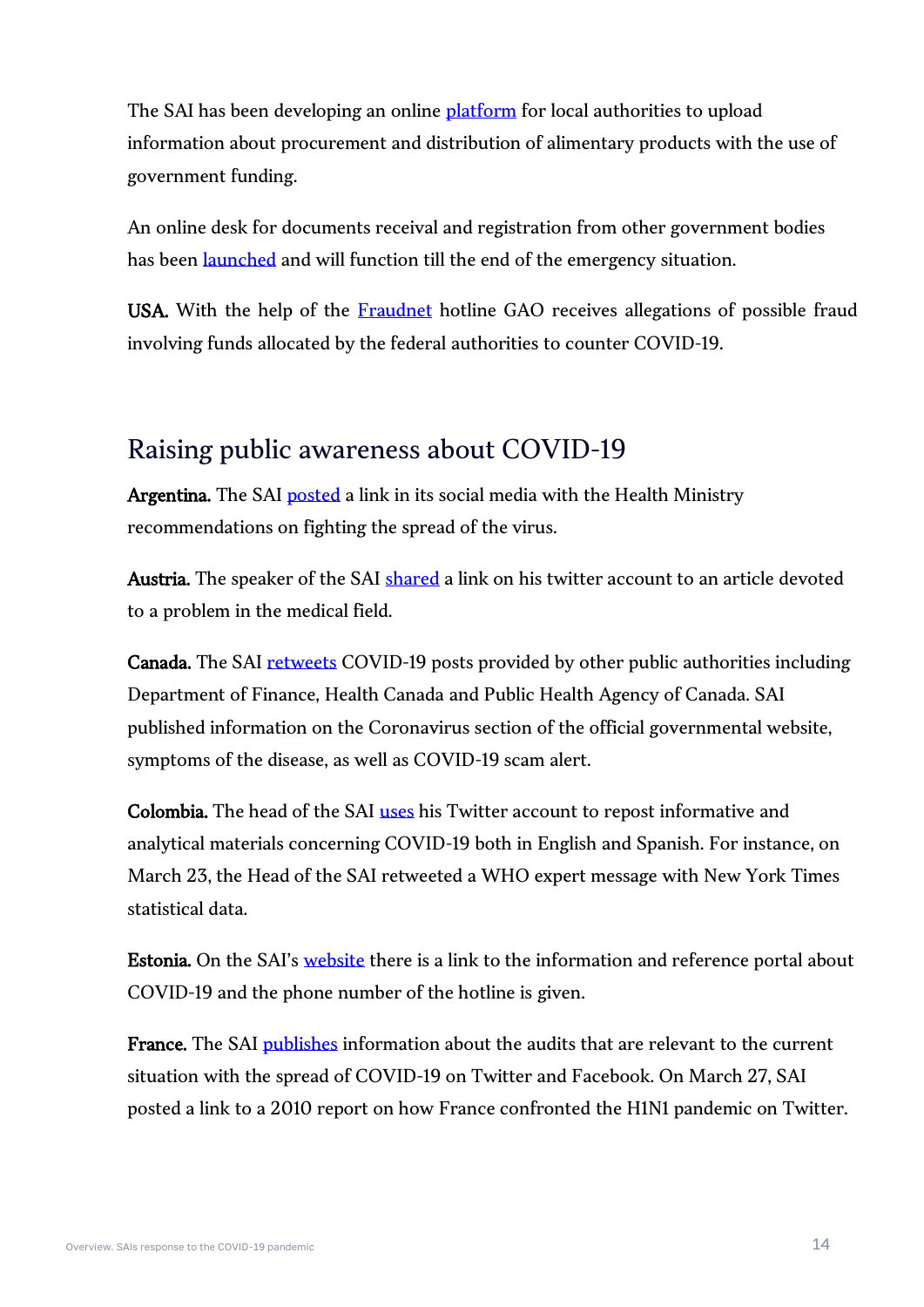The SAI has been developing an online platform for local authorities to upload information about procurement and distribution of alimentary products with the use of government funding.

An online desk for documents receival and registration from other government bodies has been launched and will function till the end of the emergency situation.

**USA.** With the help of the Fraudnet hotline GAO receives allegations of possible fraud involving funds allocated by the federal authorities to counter COVID-19.

## Raising public awareness about COVID-19

**Argentina.** The SAI posted a link in its social media with the Health Ministry recommendations on fighting the spread of the virus.

**Austria.** The speaker of the SAI shared a link on his twitter account to an article devoted to a problem in the medical field.

**Canada.** The SAI retweets COVID-19 posts provided by other public authorities including Department of Finance, Health Canada and Public Health Agency of Canada. SAI published information on the Coronavirus section of the official governmental website, symptoms of the disease, as well as COVID-19 scam alert.

**Colombia.** The head of the SAI uses his Twitter account to repost informative and analytical materials concerning COVID-19 both in English and Spanish. For instance, on March 23, the Head of the SAI retweeted a WHO expert message with New York Times statistical data.

**Estonia.** On the SAI's website there is a link to the information and reference portal about COVID-19 and the phone number of the hotline is given.

**France.** The SAI publishes information about the audits that are relevant to the current situation with the spread of COVID-19 on Twitter and Facebook. On March 27, SAI posted a link to a 2010 report on how France confronted the H1N1 pandemic on Twitter.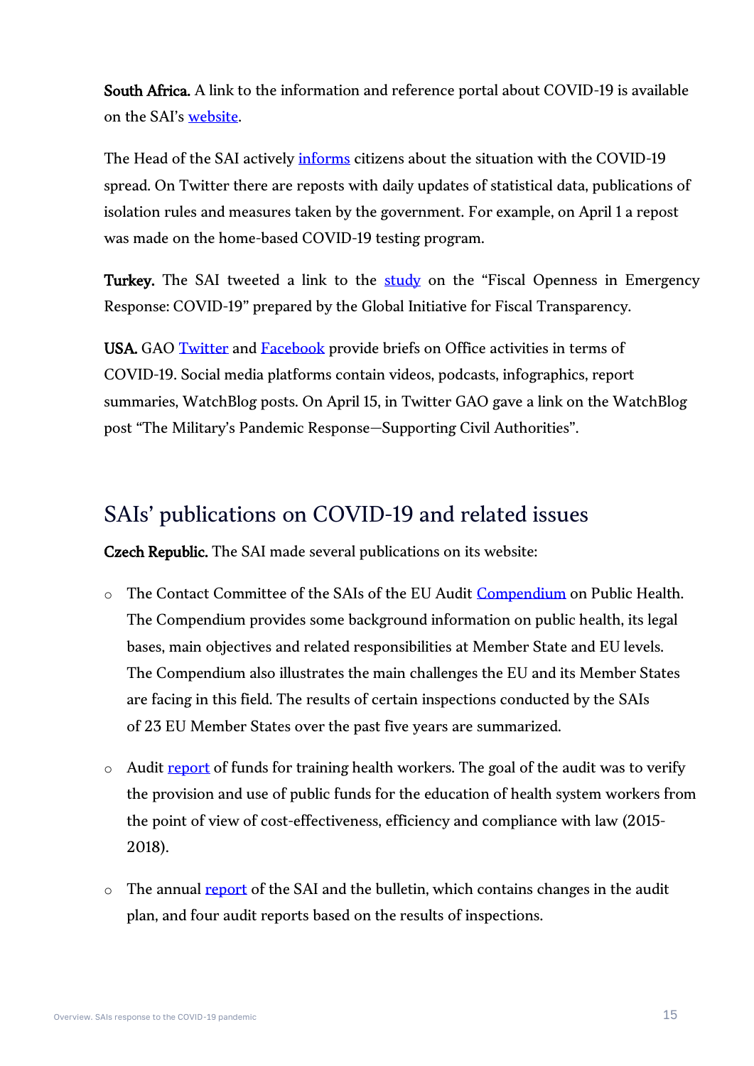**South Africa.** A link to the information and reference portal about COVID-19 is available on the SAI's website.

The Head of the SAI actively informs citizens about the situation with the COVID-19 spread. On Twitter there are reposts with daily updates of statistical data, publications of isolation rules and measures taken by the government. For example, on April 1 a repost was made on the home-based COVID-19 testing program.

**Turkey.** The SAI tweeted a link to the study on the "Fiscal Openness in Emergency Response: COVID-19" prepared by the Global Initiative for Fiscal Transparency.

**USA.** GAO Twitter and Facebook provide briefs on Office activities in terms of COVID-19. Social media platforms contain videos, podcasts, infographics, report summaries, WatchBlog posts. On April 15, in Twitter GAO gave a link on the WatchBlog post "The Military's Pandemic Response—Supporting Civil Authorities".

## SAIs' publications on COVID-19 and related issues

**Czech Republic.** The SAI made several publications on its website:

- The Contact Committee of the SAIs of the EU Audit Compendium on Public Health. The Compendium provides some background information on public health, its legal bases, main objectives and related responsibilities at Member State and EU levels. The Compendium also illustrates the main challenges the EU and its Member States are facing in this field. The results of certain inspections conducted by the SAIs of 23 EU Member States over the past five years are summarized.
- Audit report of funds for training health workers. The goal of the audit was to verify the provision and use of public funds for the education of health system workers from the point of view of cost-effectiveness, efficiency and compliance with law (2015-2018).
- The annual report of the SAI and the bulletin, which contains changes in the audit plan, and four audit reports based on the results of inspections.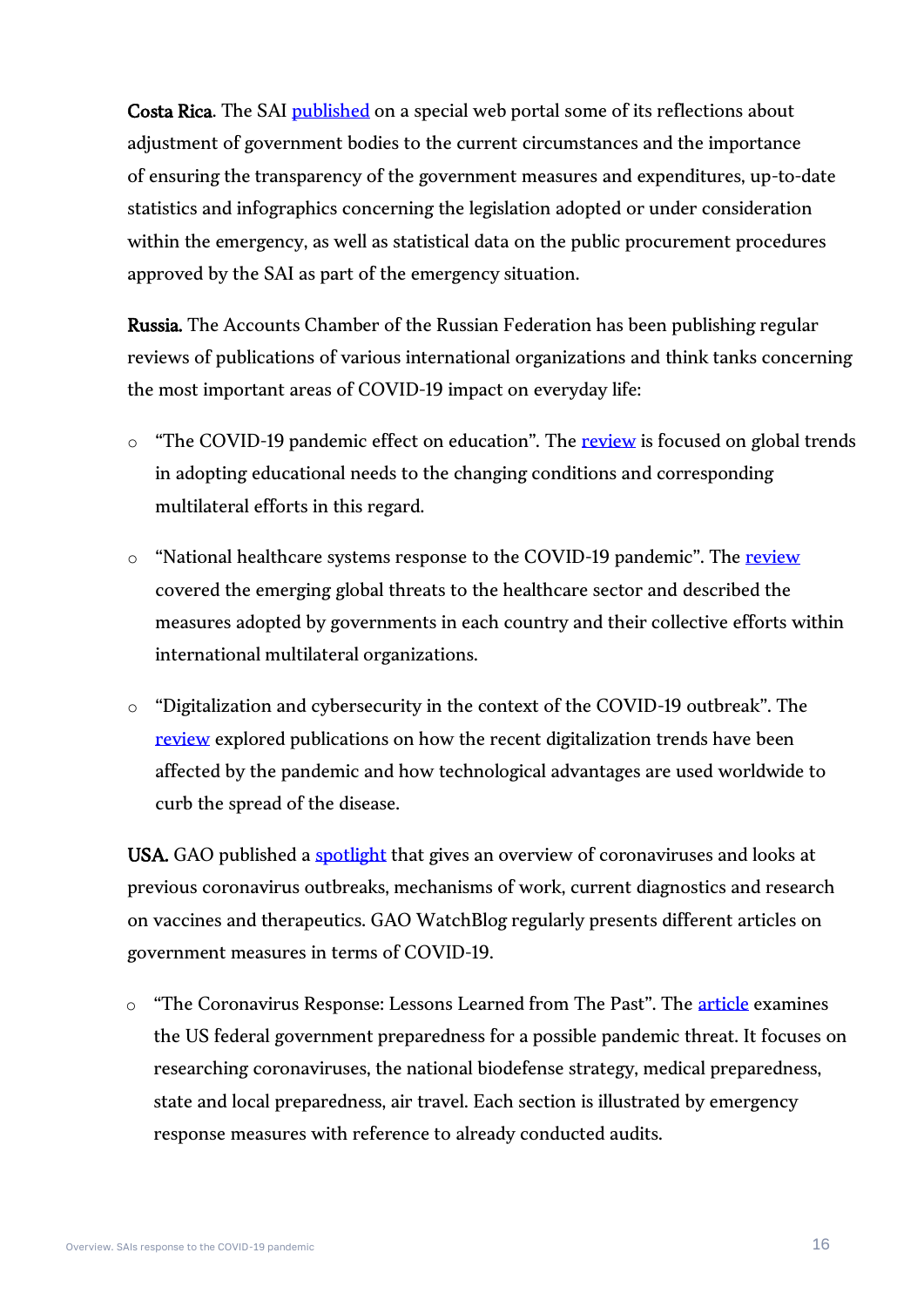**Costa Rica**. The SAI published on a special web portal some of its reflections about adjustment of government bodies to the current circumstances and the importance of ensuring the transparency of the government measures and expenditures, up-to-date statistics and infographics concerning the legislation adopted or under consideration within the emergency, as well as statistical data on the public procurement procedures approved by the SAI as part of the emergency situation.

**Russia.** The Accounts Chamber of the Russian Federation has been publishing regular reviews of publications of various international organizations and think tanks concerning the most important areas of COVID-19 impact on everyday life:

- "The COVID-19 pandemic effect on education". The review is focused on global trends in adopting educational needs to the changing conditions and corresponding multilateral efforts in this regard.
- "National healthcare systems response to the COVID-19 pandemic". The review covered the emerging global threats to the healthcare sector and described the measures adopted by governments in each country and their collective efforts within international multilateral organizations.
- "Digitalization and cybersecurity in the context of the COVID-19 outbreak". The review explored publications on how the recent digitalization trends have been affected by the pandemic and how technological advantages are used worldwide to curb the spread of the disease.

**USA.** GAO published a spotlight that gives an overview of coronaviruses and looks at previous coronavirus outbreaks, mechanisms of work, current diagnostics and research on vaccines and therapeutics. GAO WatchBlog regularly presents different articles on government measures in terms of COVID-19.

- "The Coronavirus Response: Lessons Learned from The Past". The article examines the US federal government preparedness for a possible pandemic threat. It focuses on researching coronaviruses, the national biodefense strategy, medical preparedness, state and local preparedness, air travel. Each section is illustrated by emergency response measures with reference to already conducted audits.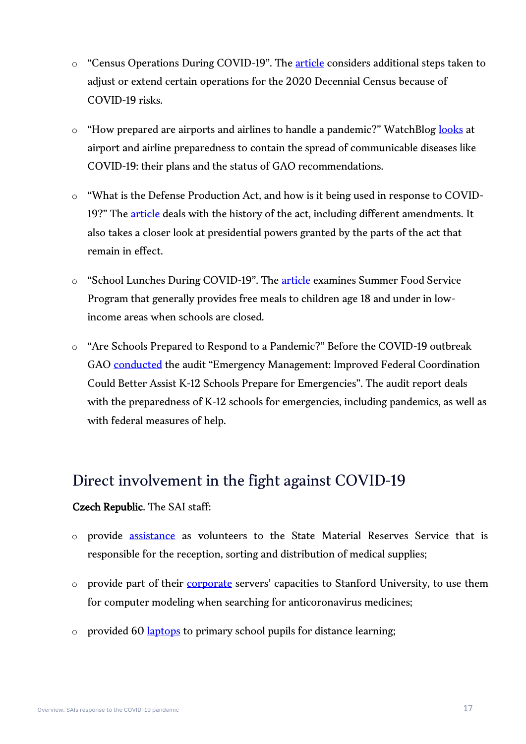- "Census Operations During COVID-19". The article considers additional steps taken to adjust or extend certain operations for the 2020 Decennial Census because of COVID-19 risks.
- "How prepared are airports and airlines to handle a pandemic?" WatchBlog looks at airport and airline preparedness to contain the spread of communicable diseases like COVID-19: their plans and the status of GAO recommendations.
- "What is the Defense Production Act, and how is it being used in response to COVID-19?" The article deals with the history of the act, including different amendments. It also takes a closer look at presidential powers granted by the parts of the act that remain in effect.
- "School Lunches During COVID-19". The article examines Summer Food Service Program that generally provides free meals to children age 18 and under in low-income areas when schools are closed.
- "Are Schools Prepared to Respond to a Pandemic?" Before the COVID-19 outbreak GAO conducted the audit "Emergency Management: Improved Federal Coordination Could Better Assist K-12 Schools Prepare for Emergencies". The audit report deals with the preparedness of K-12 schools for emergencies, including pandemics, as well as with federal measures of help.

## Direct involvement in the fight against COVID-19

**Czech Republic**. The SAI staff:

- provide assistance as volunteers to the State Material Reserves Service that is responsible for the reception, sorting and distribution of medical supplies;
- provide part of their corporate servers' capacities to Stanford University, to use them for computer modeling when searching for anticoronavirus medicines;
- provided 60 laptops to primary school pupils for distance learning;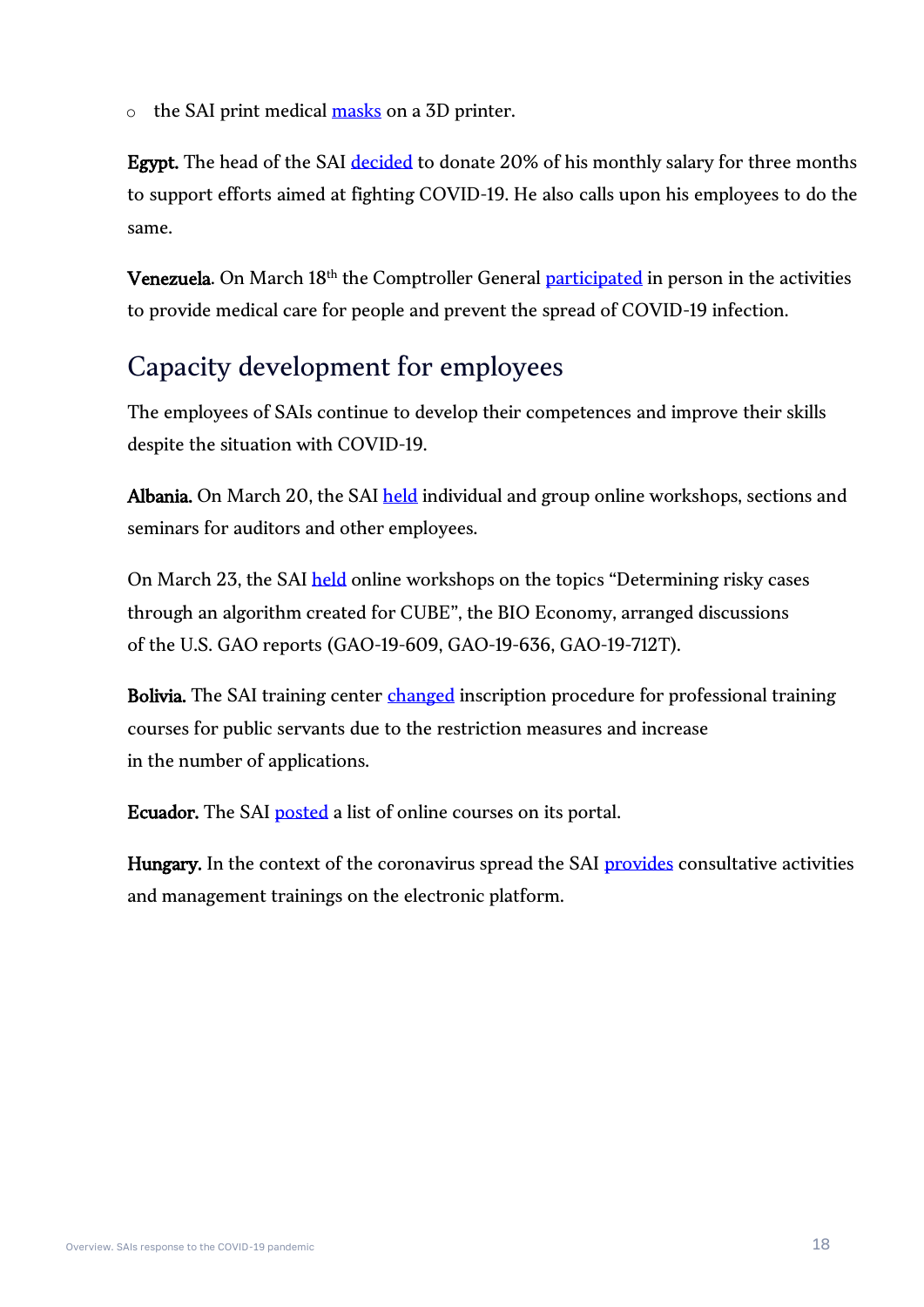- the SAI print medical masks on a 3D printer.

**Egypt.** The head of the SAI decided to donate 20% of his monthly salary for three months to support efforts aimed at fighting COVID-19. He also calls upon his employees to do the same.

**Venezuela**. On March 18th the Comptroller General participated in person in the activities to provide medical care for people and prevent the spread of COVID-19 infection.

## Capacity development for employees

The employees of SAIs continue to develop their competences and improve their skills despite the situation with COVID-19.

**Albania.** On March 20, the SAI held individual and group online workshops, sections and seminars for auditors and other employees.

On March 23, the SAI held online workshops on the topics "Determining risky cases through an algorithm created for CUBE", the BIO Economy, arranged discussions of the U.S. GAO reports (GAO-19-609, GAO-19-636, GAO-19-712T).

**Bolivia.** The SAI training center changed inscription procedure for professional training courses for public servants due to the restriction measures and increase in the number of applications.

**Ecuador.** The SAI posted a list of online courses on its portal.

**Hungary.** In the context of the coronavirus spread the SAI provides consultative activities and management trainings on the electronic platform.